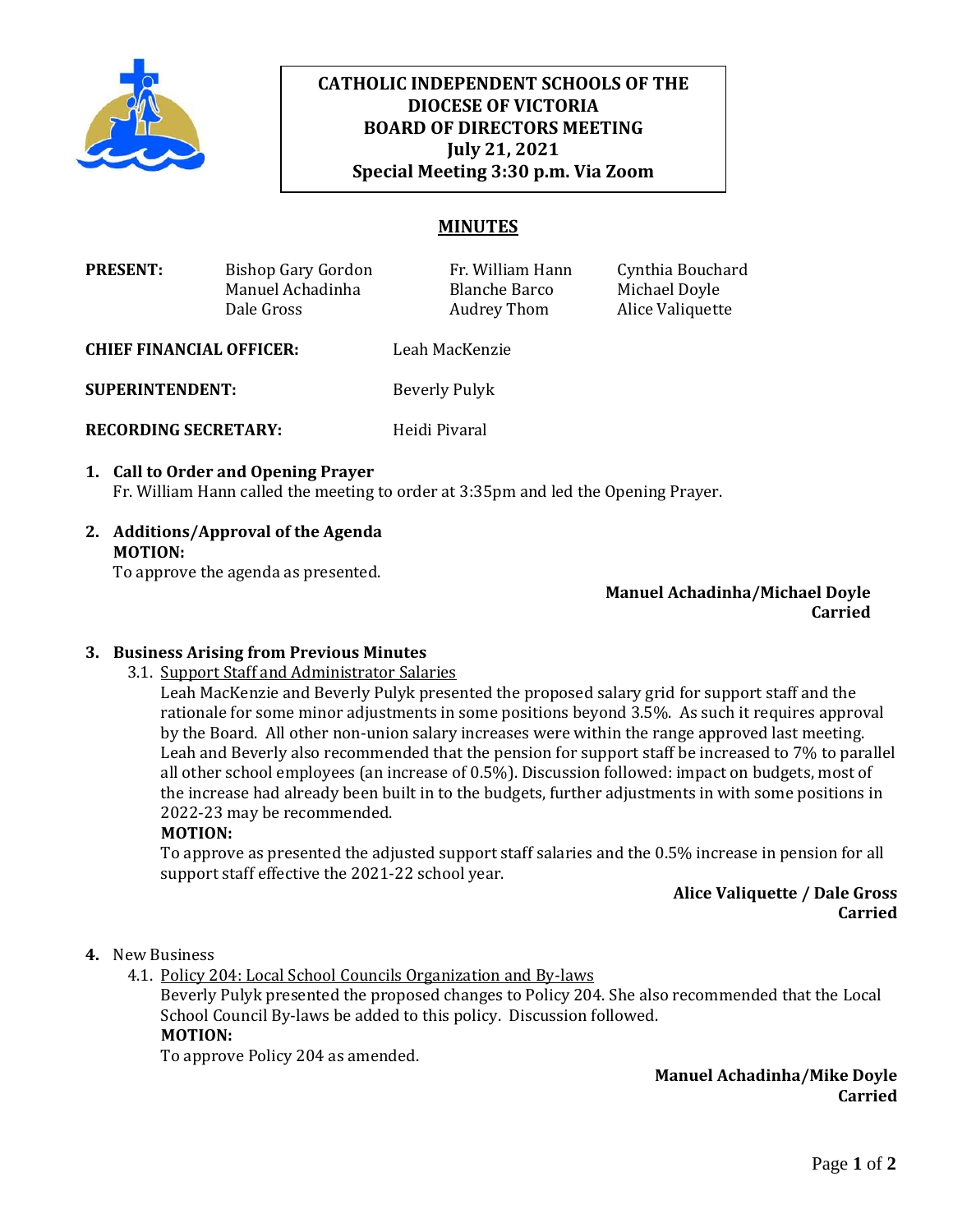**CATHOLIC INDEPENDENT SCHOOLS OF THE DIOCESE OF VICTORIA**
**BOARD OF DIRECTORS MEETING**
**July 21, 2021**
**Special Meeting 3:30 p.m. Via Zoom**

## MINUTES

**PRESENT:** Bishop Gary Gordon, Fr. William Hann, Cynthia Bouchard, Manuel Achadinha, Blanche Barco, Michael Doyle, Dale Gross, Audrey Thom, Alice Valiquette

**CHIEF FINANCIAL OFFICER:** Leah MacKenzie

**SUPERINTENDENT:** Beverly Pulyk

**RECORDING SECRETARY:** Heidi Pivaral

1. **Call to Order and Opening Prayer**
   Fr. William Hann called the meeting to order at 3:35pm and led the Opening Prayer.

2. **Additions/Approval of the Agenda**
   **MOTION:**
   To approve the agenda as presented.

   **Manuel Achadinha/Michael Doyle**
   **Carried**

3. **Business Arising from Previous Minutes**
   3.1. Support Staff and Administrator Salaries
   Leah MacKenzie and Beverly Pulyk presented the proposed salary grid for support staff and the rationale for some minor adjustments in some positions beyond 3.5%. As such it requires approval by the Board. All other non-union salary increases were within the range approved last meeting. Leah and Beverly also recommended that the pension for support staff be increased to 7% to parallel all other school employees (an increase of 0.5%). Discussion followed: impact on budgets, most of the increase had already been built in to the budgets, further adjustments in with some positions in 2022-23 may be recommended.
   **MOTION:**
   To approve as presented the adjusted support staff salaries and the 0.5% increase in pension for all support staff effective the 2021-22 school year.

   **Alice Valiquette / Dale Gross**
   **Carried**

4. New Business
   4.1. Policy 204: Local School Councils Organization and By-laws
   Beverly Pulyk presented the proposed changes to Policy 204. She also recommended that the Local School Council By-laws be added to this policy. Discussion followed.
   **MOTION:**
   To approve Policy 204 as amended.

   **Manuel Achadinha/Mike Doyle**
   **Carried**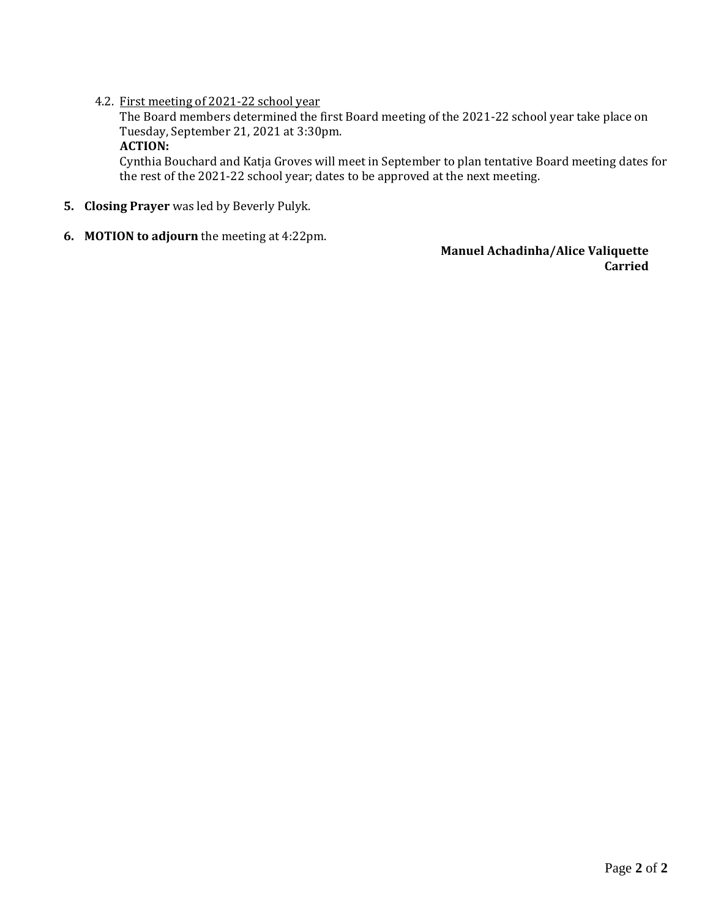4.2. First meeting of 2021-22 school year

The Board members determined the first Board meeting of the 2021-22 school year take place on Tuesday, September 21, 2021 at 3:30pm.

**ACTION:**

Cynthia Bouchard and Katja Groves will meet in September to plan tentative Board meeting dates for the rest of the 2021-22 school year; dates to be approved at the next meeting.

5. **Closing Prayer** was led by Beverly Pulyk.

6. **MOTION to adjourn** the meeting at 4:22pm.

**Manuel Achadinha/Alice Valiquette**
**Carried**